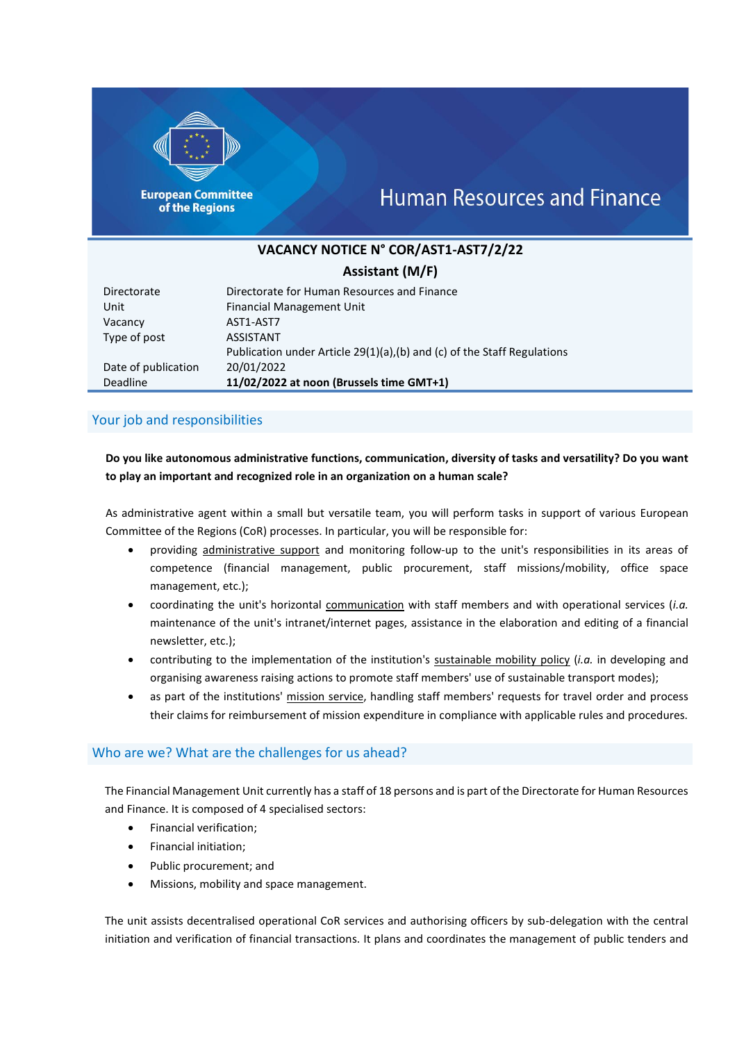European Committee of the Regions

# Human Resources and Finance

## VACANCY NOTICE N° COR/AST1-AST7/2/22

### Assistant (M/F)

| | |
|---|---|
| Directorate | Directorate for Human Resources and Finance |
| Unit | Financial Management Unit |
| Vacancy | AST1-AST7 |
| Type of post | ASSISTANT |
| | Publication under Article 29(1)(a),(b) and (c) of the Staff Regulations |
| Date of publication | 20/01/2022 |
| Deadline | **11/02/2022 at noon (Brussels time GMT+1)** |

## Your job and responsibilities

**Do you like autonomous administrative functions, communication, diversity of tasks and versatility? Do you want to play an important and recognized role in an organization on a human scale?**

As administrative agent within a small but versatile team, you will perform tasks in support of various European Committee of the Regions (CoR) processes. In particular, you will be responsible for:

- providing administrative support and monitoring follow-up to the unit's responsibilities in its areas of competence (financial management, public procurement, staff missions/mobility, office space management, etc.);
- coordinating the unit's horizontal communication with staff members and with operational services (*i.a.* maintenance of the unit's intranet/internet pages, assistance in the elaboration and editing of a financial newsletter, etc.);
- contributing to the implementation of the institution's sustainable mobility policy (*i.a.* in developing and organising awareness raising actions to promote staff members' use of sustainable transport modes);
- as part of the institutions' mission service, handling staff members' requests for travel order and process their claims for reimbursement of mission expenditure in compliance with applicable rules and procedures.

## Who are we? What are the challenges for us ahead?

The Financial Management Unit currently has a staff of 18 persons and is part of the Directorate for Human Resources and Finance. It is composed of 4 specialised sectors:

- Financial verification;
- Financial initiation;
- Public procurement; and
- Missions, mobility and space management.

The unit assists decentralised operational CoR services and authorising officers by sub-delegation with the central initiation and verification of financial transactions. It plans and coordinates the management of public tenders and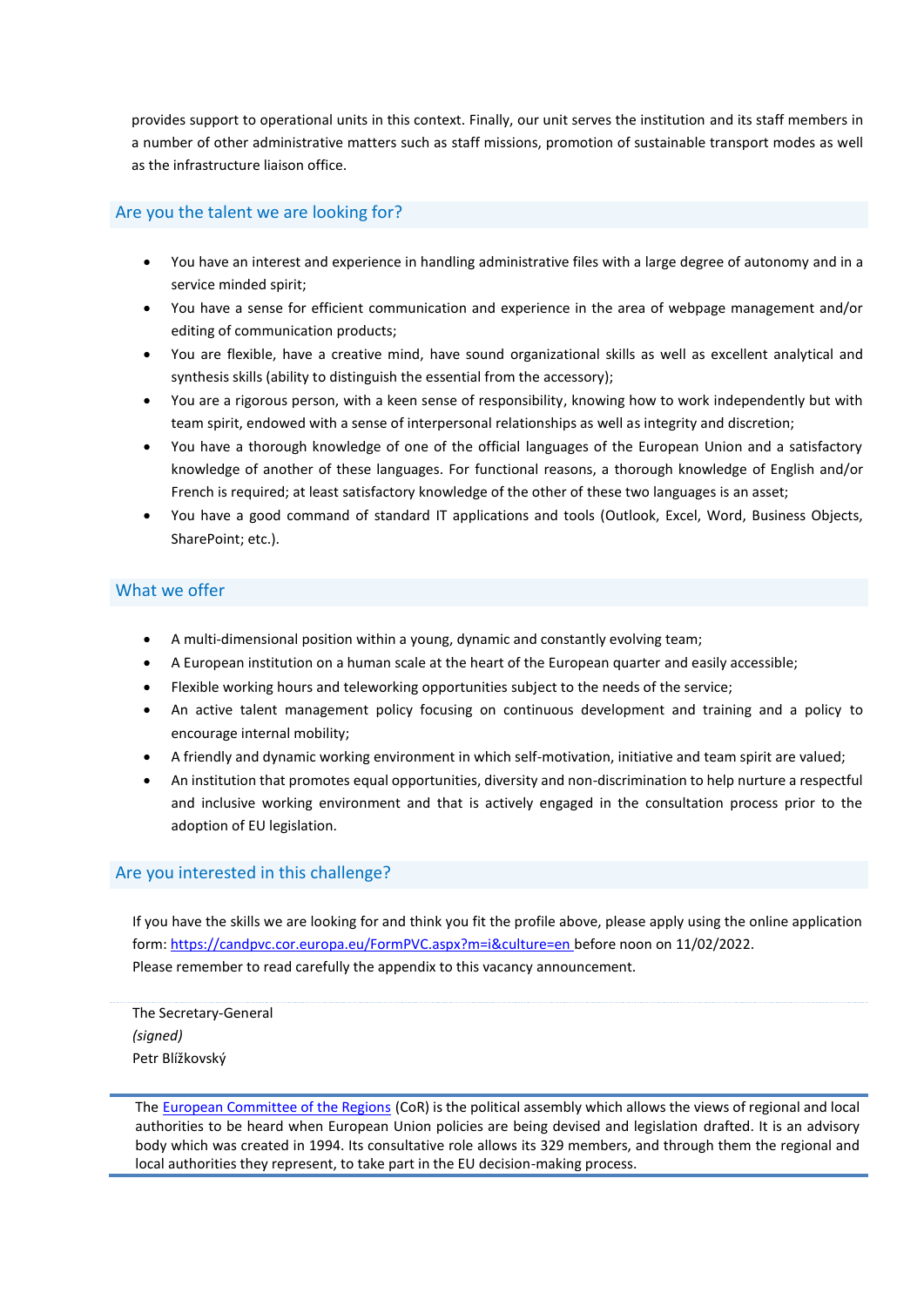provides support to operational units in this context. Finally, our unit serves the institution and its staff members in a number of other administrative matters such as staff missions, promotion of sustainable transport modes as well as the infrastructure liaison office.

## Are you the talent we are looking for?

- You have an interest and experience in handling administrative files with a large degree of autonomy and in a service minded spirit;
- You have a sense for efficient communication and experience in the area of webpage management and/or editing of communication products;
- You are flexible, have a creative mind, have sound organizational skills as well as excellent analytical and synthesis skills (ability to distinguish the essential from the accessory);
- You are a rigorous person, with a keen sense of responsibility, knowing how to work independently but with team spirit, endowed with a sense of interpersonal relationships as well as integrity and discretion;
- You have a thorough knowledge of one of the official languages of the European Union and a satisfactory knowledge of another of these languages. For functional reasons, a thorough knowledge of English and/or French is required; at least satisfactory knowledge of the other of these two languages is an asset;
- You have a good command of standard IT applications and tools (Outlook, Excel, Word, Business Objects, SharePoint; etc.).

## What we offer

- A multi-dimensional position within a young, dynamic and constantly evolving team;
- A European institution on a human scale at the heart of the European quarter and easily accessible;
- Flexible working hours and teleworking opportunities subject to the needs of the service;
- An active talent management policy focusing on continuous development and training and a policy to encourage internal mobility;
- A friendly and dynamic working environment in which self-motivation, initiative and team spirit are valued;
- An institution that promotes equal opportunities, diversity and non-discrimination to help nurture a respectful and inclusive working environment and that is actively engaged in the consultation process prior to the adoption of EU legislation.

## Are you interested in this challenge?

If you have the skills we are looking for and think you fit the profile above, please apply using the online application form: [https://candpvc.cor.europa.eu/FormPVC.aspx?m=i&culture=en](https://candpvc.cor.europa.eu/FormPVC.aspx?m=i&culture=en) before noon on 11/02/2022.
Please remember to read carefully the appendix to this vacancy announcement.

The Secretary-General
*(signed)*
Petr Blížkovský

The [European Committee of the Regions](https://cor.europa.eu) (CoR) is the political assembly which allows the views of regional and local authorities to be heard when European Union policies are being devised and legislation drafted. It is an advisory body which was created in 1994. Its consultative role allows its 329 members, and through them the regional and local authorities they represent, to take part in the EU decision-making process.